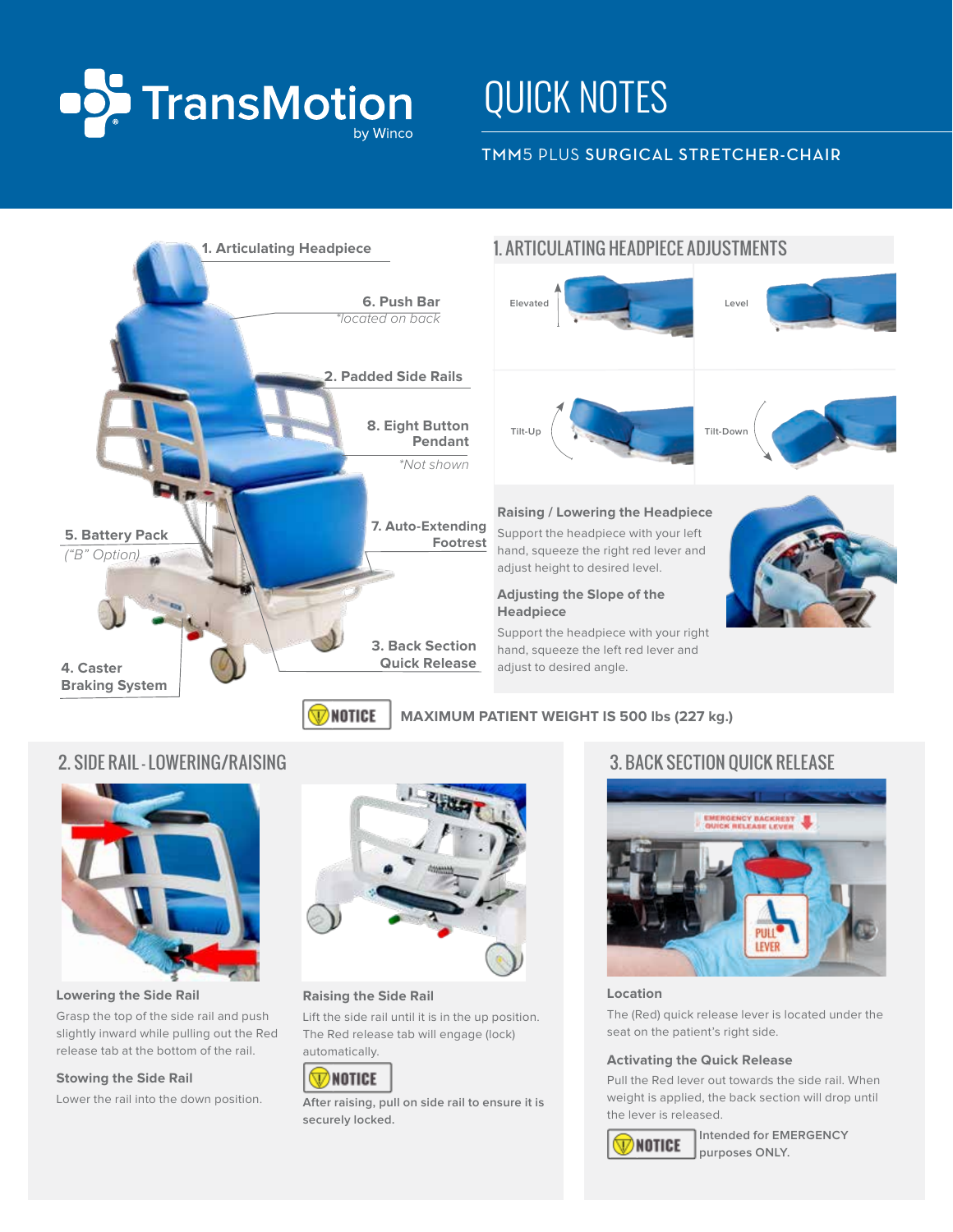TransMotion by Winco

# QUICK NOTES

TMM5 PLUS **SURGICAL STRETCHER-CHAIR**

1. Articulating Headpiece
2. Padded Side Rails
3. Back Section Quick Release
4. Caster Braking System
5. Battery Pack *("B" Option)*
6. Push Bar *\*located on back*
7. Auto-Extending Footrest
8. Eight Button Pendant *\*Not shown*

## 1. ARTICULATING HEADPIECE ADJUSTMENTS

Elevated

Level

Tilt-Up

Tilt-Down

### Raising / Lowering the Headpiece

Support the headpiece with your left hand, squeeze the right red lever and adjust height to desired level.

### Adjusting the Slope of the Headpiece

Support the headpiece with your right hand, squeeze the left red lever and adjust to desired angle.

**NOTICE** **MAXIMUM PATIENT WEIGHT IS 500 lbs (227 kg.)**

## 2. SIDE RAIL - LOWERING/RAISING

### Lowering the Side Rail

Grasp the top of the side rail and push slightly inward while pulling out the Red release tab at the bottom of the rail.

### Stowing the Side Rail

Lower the rail into the down position.

### Raising the Side Rail

Lift the side rail until it is in the up position. The Red release tab will engage (lock) automatically.

**NOTICE**

After raising, pull on side rail to ensure it is securely locked.

## 3. BACK SECTION QUICK RELEASE

### Location

The (Red) quick release lever is located under the seat on the patient's right side.

### Activating the Quick Release

Pull the Red lever out towards the side rail. When weight is applied, the back section will drop until the lever is released.

**NOTICE** Intended for EMERGENCY purposes ONLY.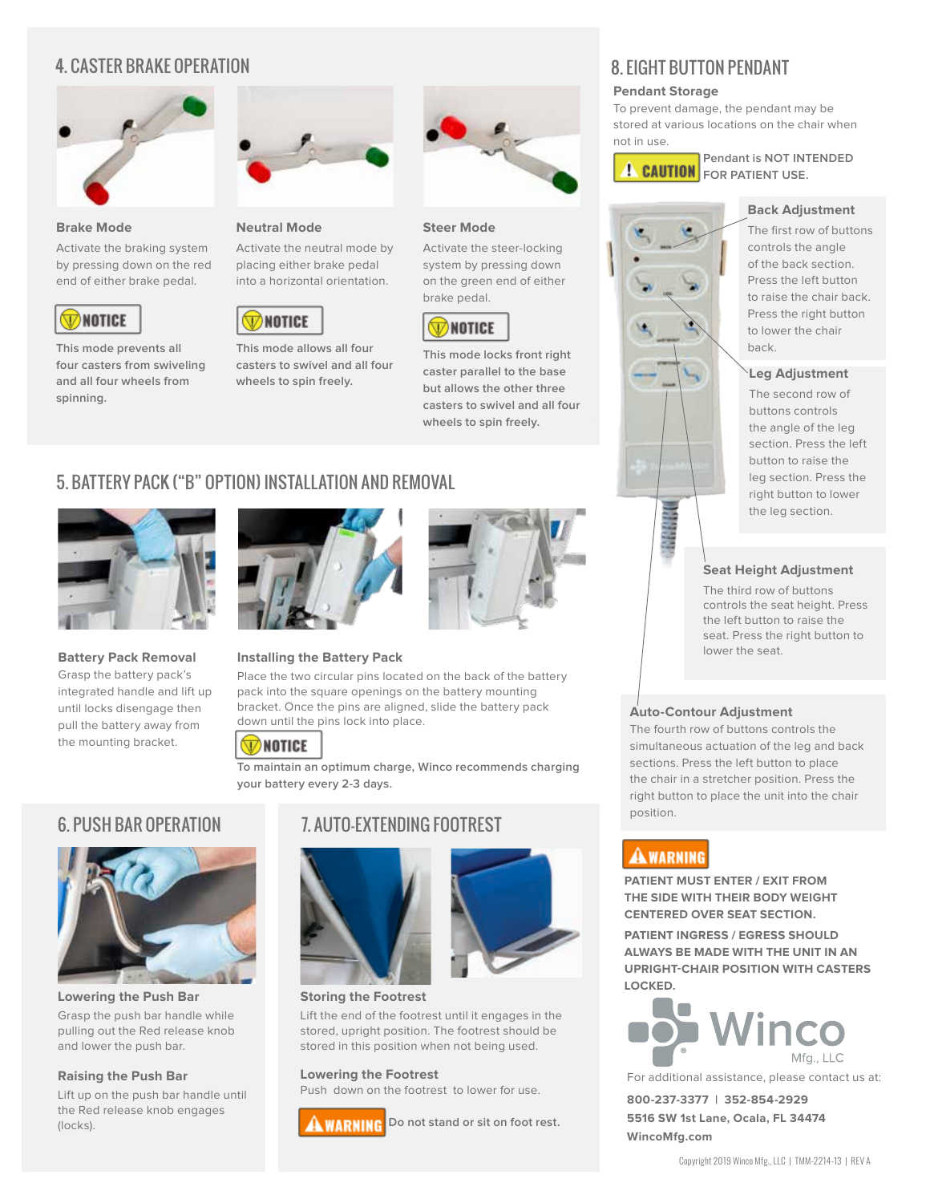## 4. CASTER BRAKE OPERATION

### Brake Mode

Activate the braking system by pressing down on the red end of either brake pedal.

NOTICE

**This mode prevents all four casters from swiveling and all four wheels from spinning.**

### Neutral Mode

Activate the neutral mode by placing either brake pedal into a horizontal orientation.

NOTICE

**This mode allows all four casters to swivel and all four wheels to spin freely.**

### Steer Mode

Activate the steer-locking system by pressing down on the green end of either brake pedal.

NOTICE

**This mode locks front right caster parallel to the base but allows the other three casters to swivel and all four wheels to spin freely.**

## 5. BATTERY PACK ("B" OPTION) INSTALLATION AND REMOVAL

### Battery Pack Removal

Grasp the battery pack's integrated handle and lift up until locks disengage then pull the battery away from the mounting bracket.

### Installing the Battery Pack

Place the two circular pins located on the back of the battery pack into the square openings on the battery mounting bracket. Once the pins are aligned, slide the battery pack down until the pins lock into place.

NOTICE

**To maintain an optimum charge, Winco recommends charging your battery every 2-3 days.**

## 6. PUSH BAR OPERATION

### Lowering the Push Bar

Grasp the push bar handle while pulling out the Red release knob and lower the push bar.

### Raising the Push Bar

Lift up on the push bar handle until the Red release knob engages (locks).

## 7. AUTO-EXTENDING FOOTREST

### Storing the Footrest

Lift the end of the footrest until it engages in the stored, upright position. The footrest should be stored in this position when not being used.

### Lowering the Footrest

Push down on the footrest to lower for use.

WARNING **Do not stand or sit on foot rest.**

## 8. EIGHT BUTTON PENDANT

### Pendant Storage

To prevent damage, the pendant may be stored at various locations on the chair when not in use.

CAUTION **Pendant is NOT INTENDED FOR PATIENT USE.**

### Back Adjustment

The first row of buttons controls the angle of the back section. Press the left button to raise the chair back. Press the right button to lower the chair back.

### Leg Adjustment

The second row of buttons controls the angle of the leg section. Press the left button to raise the leg section. Press the right button to lower the leg section.

### Seat Height Adjustment

The third row of buttons controls the seat height. Press the left button to raise the seat. Press the right button to lower the seat.

### Auto-Contour Adjustment

The fourth row of buttons controls the simultaneous actuation of the leg and back sections. Press the left button to place the chair in a stretcher position. Press the right button to place the unit into the chair position.

WARNING

**PATIENT MUST ENTER / EXIT FROM THE SIDE WITH THEIR BODY WEIGHT CENTERED OVER SEAT SECTION.**

**PATIENT INGRESS / EGRESS SHOULD ALWAYS BE MADE WITH THE UNIT IN AN UPRIGHT-CHAIR POSITION WITH CASTERS LOCKED.**

Winco® Mfg., LLC

For additional assistance, please contact us at:

**800-237-3377 | 352-854-2929**
**5516 SW 1st Lane, Ocala, FL 34474**
**WincoMfg.com**

Copyright 2019 Winco Mfg., LLC | TMM-2214-13 | REV A